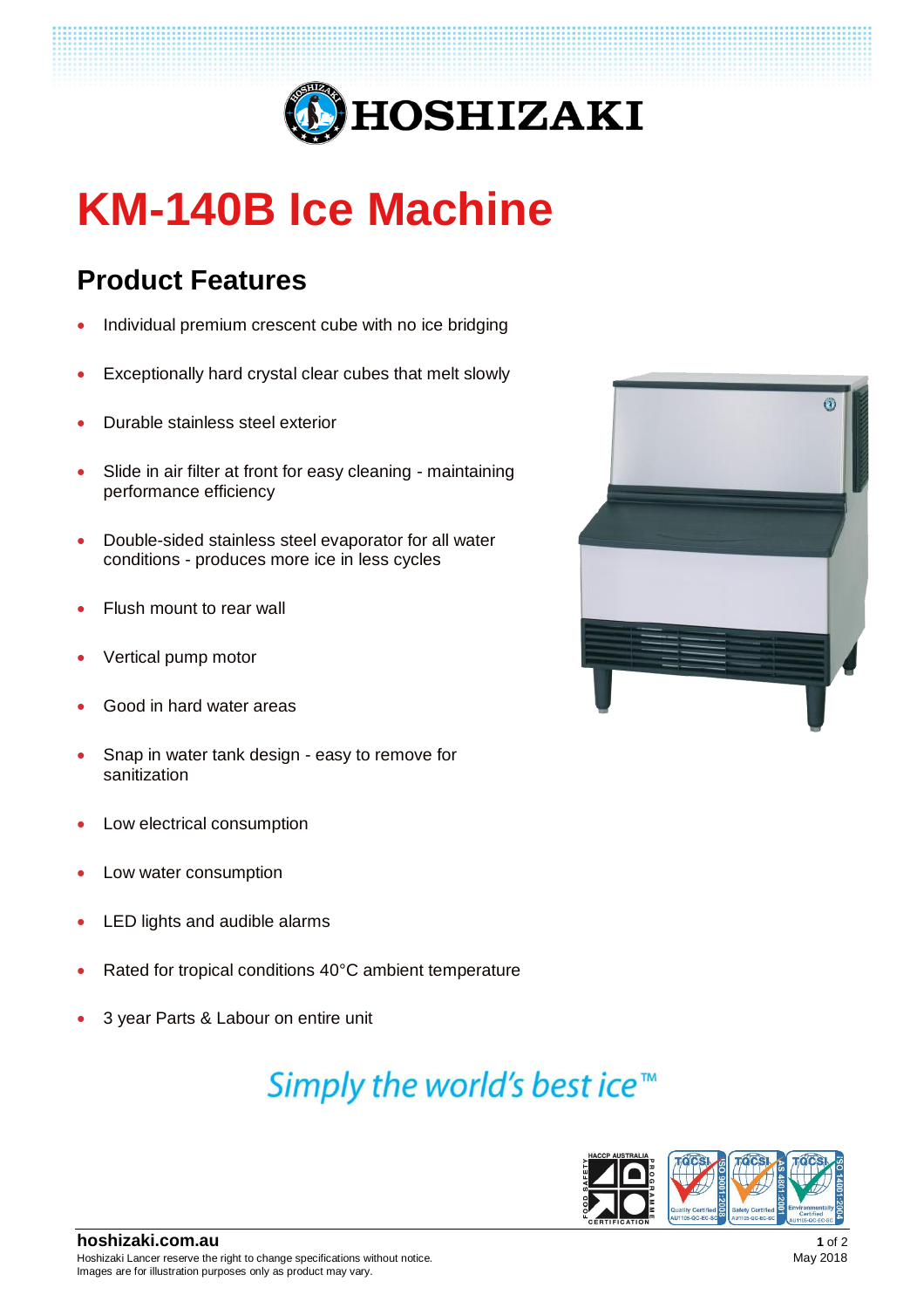# KM-140B Ice Machine

## Product Features

- Individual premium crescent cube with no ice bridging
- Exceptionally hard crystal clear cubes that melt slowly
- Durable stainless steel exterior
- Slide in air filter at front for easy cleaning - maintaining performance efficiency
- Double-sided stainless steel evaporator for all water conditions - produces more ice in less cycles
- Flush mount to rear wall
- Vertical pump motor
- Good in hard water areas
- Snap in water tank design - easy to remove for sanitization
- Low electrical consumption
- Low water consumption
- LED lights and audible alarms
- Rated for tropical conditions 40°C ambient temperature
- 3 year Parts & Labour on entire unit

*Simply the world's best ice™*

**hoshizaki.com.au**

Hoshizaki Lancer reserve the right to change specifications without notice.
Images are for illustration purposes only as product may vary.

May 2018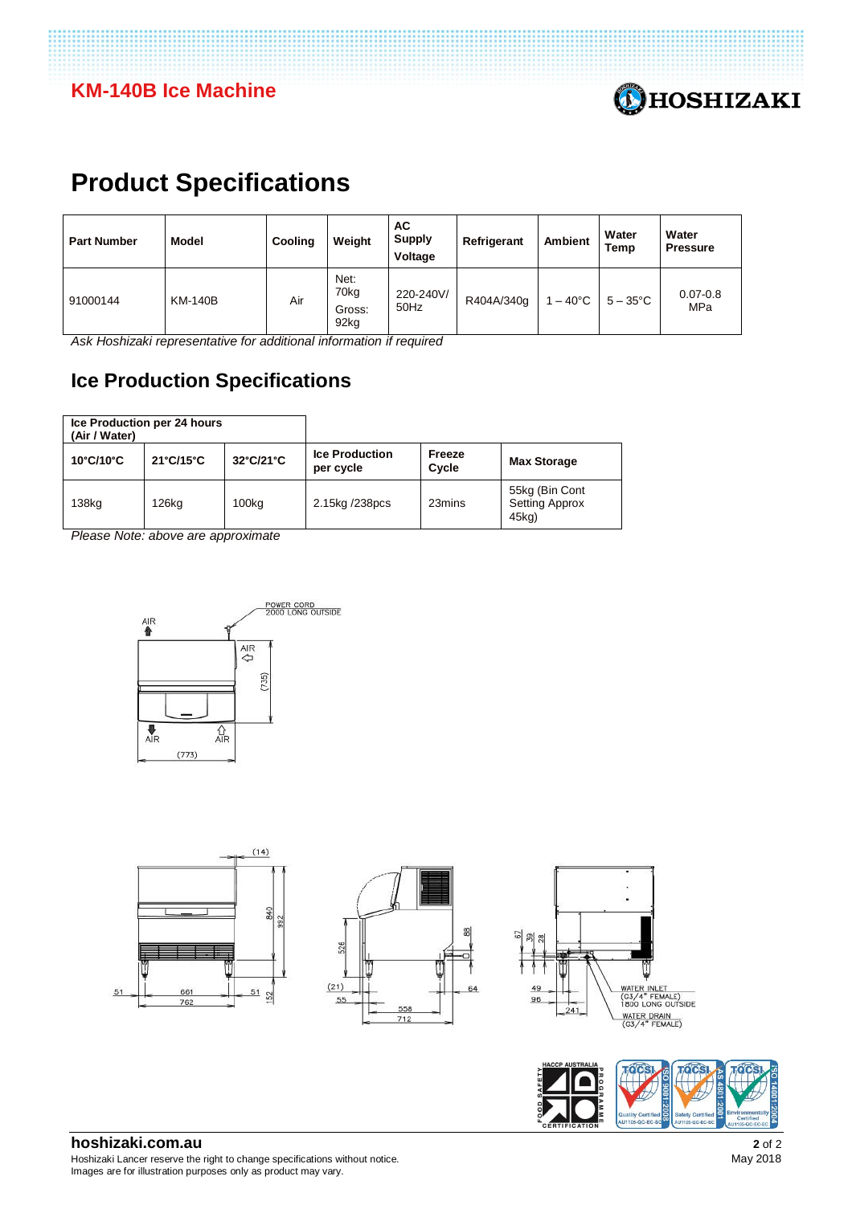## KM-140B Ice Machine

# Product Specifications

| Part Number | Model | Cooling | Weight | AC Supply Voltage | Refrigerant | Ambient | Water Temp | Water Pressure |
|---|---|---|---|---|---|---|---|---|
| 91000144 | KM-140B | Air | Net: 70kg Gross: 92kg | 220-240V/ 50Hz | R404A/340g | 1 – 40°C | 5 – 35°C | 0.07-0.8 MPa |

*Ask Hoshizaki representative for additional information if required*

## Ice Production Specifications

| Ice Production per 24 hours (Air / Water) | | | | | |
|---|---|---|---|---|---|
| 10°C/10°C | 21°C/15°C | 32°C/21°C | Ice Production per cycle | Freeze Cycle | Max Storage |
| 138kg | 126kg | 100kg | 2.15kg /238pcs | 23mins | 55kg (Bin Cont Setting Approx 45kg) |

*Please Note: above are approximate*

POWER CORD
2000 LONG OUTSIDE
AIR
AIR
(735)
AIR
AIR
(773)

(14)
840
992
51
661
762
51
152

526
88
(21)
55
558
712
64

67
39
28
49
96
241
WATER INLET
(G3/4" FEMALE)
1800 LONG OUTSIDE
WATER DRAIN
(G3/4" FEMALE)

**hoshizaki.com.au**

Hoshizaki Lancer reserve the right to change specifications without notice.
Images are for illustration purposes only as product may vary.

May 2018